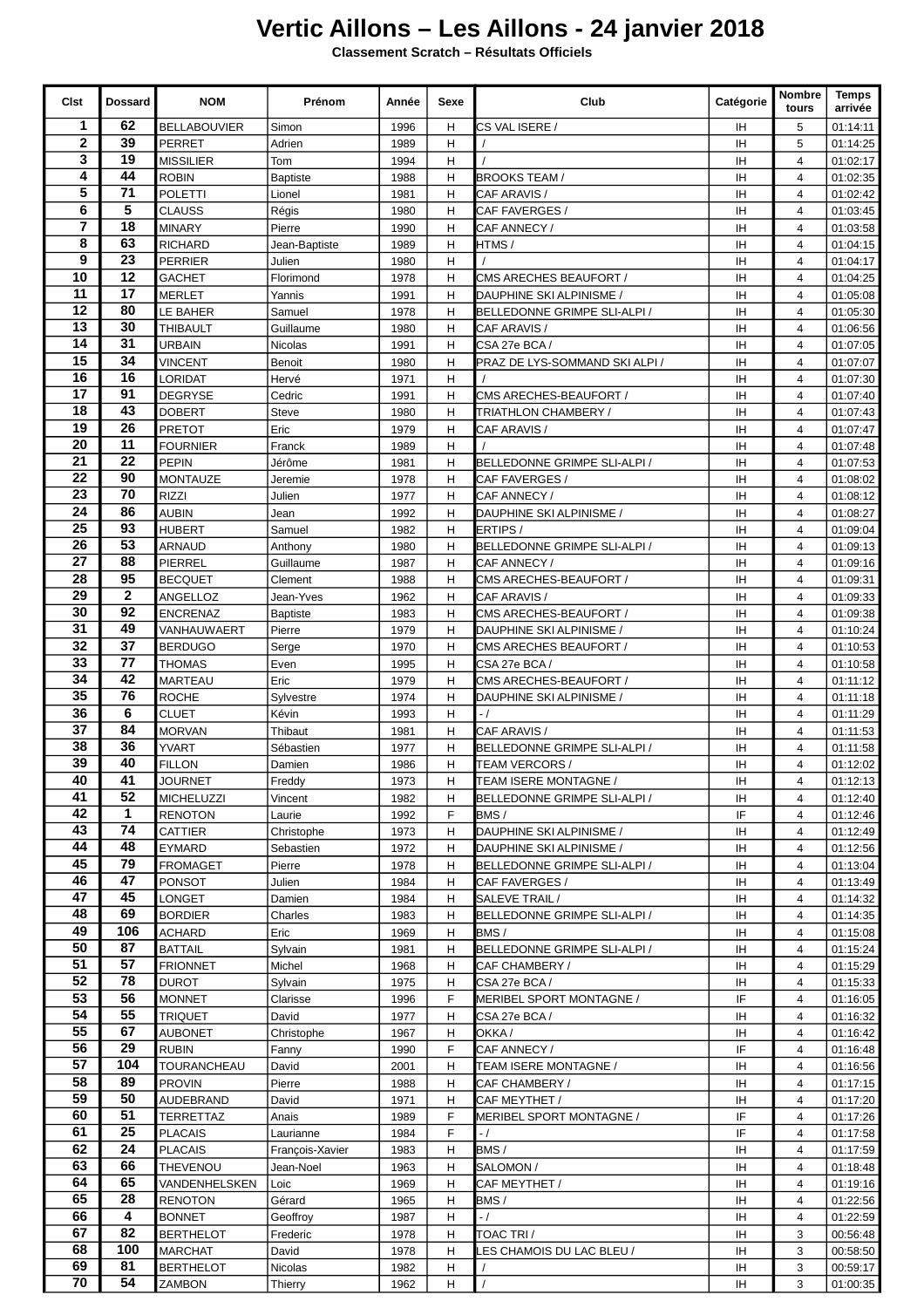# Vertic Aillons – Les Aillons - 24 janvier 2018

### Classement Scratch – Résultats Officiels

| Clst | Dossard | NOM | Prénom | Année | Sexe | Club | Catégorie | Nombre tours | Temps arrivée |
|---|---|---|---|---|---|---|---|---|---|
| 1 | 62 | BELLABOUVIER | Simon | 1996 | H | CS VAL ISERE / | IH | 5 | 01:14:11 |
| 2 | 39 | PERRET | Adrien | 1989 | H | / | IH | 5 | 01:14:25 |
| 3 | 19 | MISSILIER | Tom | 1994 | H | / | IH | 4 | 01:02:17 |
| 4 | 44 | ROBIN | Baptiste | 1988 | H | BROOKS TEAM / | IH | 4 | 01:02:35 |
| 5 | 71 | POLETTI | Lionel | 1981 | H | CAF ARAVIS / | IH | 4 | 01:02:42 |
| 6 | 5 | CLAUSS | Régis | 1980 | H | CAF FAVERGES / | IH | 4 | 01:03:45 |
| 7 | 18 | MINARY | Pierre | 1990 | H | CAF ANNECY / | IH | 4 | 01:03:58 |
| 8 | 63 | RICHARD | Jean-Baptiste | 1989 | H | HTMS / | IH | 4 | 01:04:15 |
| 9 | 23 | PERRIER | Julien | 1980 | H | / | IH | 4 | 01:04:17 |
| 10 | 12 | GACHET | Florimond | 1978 | H | CMS ARECHES BEAUFORT / | IH | 4 | 01:04:25 |
| 11 | 17 | MERLET | Yannis | 1991 | H | DAUPHINE SKI ALPINISME / | IH | 4 | 01:05:08 |
| 12 | 80 | LE BAHER | Samuel | 1978 | H | BELLEDONNE GRIMPE SLI-ALPI / | IH | 4 | 01:05:30 |
| 13 | 30 | THIBAULT | Guillaume | 1980 | H | CAF ARAVIS / | IH | 4 | 01:06:56 |
| 14 | 31 | URBAIN | Nicolas | 1991 | H | CSA 27e BCA / | IH | 4 | 01:07:05 |
| 15 | 34 | VINCENT | Benoit | 1980 | H | PRAZ DE LYS-SOMMAND SKI ALPI / | IH | 4 | 01:07:07 |
| 16 | 16 | LORIDAT | Hervé | 1971 | H | / | IH | 4 | 01:07:30 |
| 17 | 91 | DEGRYSE | Cedric | 1991 | H | CMS ARECHES-BEAUFORT / | IH | 4 | 01:07:40 |
| 18 | 43 | DOBERT | Steve | 1980 | H | TRIATHLON CHAMBERY / | IH | 4 | 01:07:43 |
| 19 | 26 | PRETOT | Eric | 1979 | H | CAF ARAVIS / | IH | 4 | 01:07:47 |
| 20 | 11 | FOURNIER | Franck | 1989 | H | / | IH | 4 | 01:07:48 |
| 21 | 22 | PEPIN | Jérôme | 1981 | H | BELLEDONNE GRIMPE SLI-ALPI / | IH | 4 | 01:07:53 |
| 22 | 90 | MONTAUZE | Jeremie | 1978 | H | CAF FAVERGES / | IH | 4 | 01:08:02 |
| 23 | 70 | RIZZI | Julien | 1977 | H | CAF ANNECY / | IH | 4 | 01:08:12 |
| 24 | 86 | AUBIN | Jean | 1992 | H | DAUPHINE SKI ALPINISME / | IH | 4 | 01:08:27 |
| 25 | 93 | HUBERT | Samuel | 1982 | H | ERTIPS / | IH | 4 | 01:09:04 |
| 26 | 53 | ARNAUD | Anthony | 1980 | H | BELLEDONNE GRIMPE SLI-ALPI / | IH | 4 | 01:09:13 |
| 27 | 88 | PIERREL | Guillaume | 1987 | H | CAF ANNECY / | IH | 4 | 01:09:16 |
| 28 | 95 | BECQUET | Clement | 1988 | H | CMS ARECHES-BEAUFORT / | IH | 4 | 01:09:31 |
| 29 | 2 | ANGELLOZ | Jean-Yves | 1962 | H | CAF ARAVIS / | IH | 4 | 01:09:33 |
| 30 | 92 | ENCRENAZ | Baptiste | 1983 | H | CMS ARECHES-BEAUFORT / | IH | 4 | 01:09:38 |
| 31 | 49 | VANHAUWAERT | Pierre | 1979 | H | DAUPHINE SKI ALPINISME / | IH | 4 | 01:10:24 |
| 32 | 37 | BERDUGO | Serge | 1970 | H | CMS ARECHES BEAUFORT / | IH | 4 | 01:10:53 |
| 33 | 77 | THOMAS | Even | 1995 | H | CSA 27e BCA / | IH | 4 | 01:10:58 |
| 34 | 42 | MARTEAU | Eric | 1979 | H | CMS ARECHES-BEAUFORT / | IH | 4 | 01:11:12 |
| 35 | 76 | ROCHE | Sylvestre | 1974 | H | DAUPHINE SKI ALPINISME / | IH | 4 | 01:11:18 |
| 36 | 6 | CLUET | Kévin | 1993 | H | - / | IH | 4 | 01:11:29 |
| 37 | 84 | MORVAN | Thibaut | 1981 | H | CAF ARAVIS / | IH | 4 | 01:11:53 |
| 38 | 36 | YVART | Sébastien | 1977 | H | BELLEDONNE GRIMPE SLI-ALPI / | IH | 4 | 01:11:58 |
| 39 | 40 | FILLON | Damien | 1986 | H | TEAM VERCORS / | IH | 4 | 01:12:02 |
| 40 | 41 | JOURNET | Freddy | 1973 | H | TEAM ISERE MONTAGNE / | IH | 4 | 01:12:13 |
| 41 | 52 | MICHELUZZI | Vincent | 1982 | H | BELLEDONNE GRIMPE SLI-ALPI / | IH | 4 | 01:12:40 |
| 42 | 1 | RENOTON | Laurie | 1992 | F | BMS / | IF | 4 | 01:12:46 |
| 43 | 74 | CATTIER | Christophe | 1973 | H | DAUPHINE SKI ALPINISME / | IH | 4 | 01:12:49 |
| 44 | 48 | EYMARD | Sebastien | 1972 | H | DAUPHINE SKI ALPINISME / | IH | 4 | 01:12:56 |
| 45 | 79 | FROMAGET | Pierre | 1978 | H | BELLEDONNE GRIMPE SLI-ALPI / | IH | 4 | 01:13:04 |
| 46 | 47 | PONSOT | Julien | 1984 | H | CAF FAVERGES / | IH | 4 | 01:13:49 |
| 47 | 45 | LONGET | Damien | 1984 | H | SALEVE TRAIL / | IH | 4 | 01:14:32 |
| 48 | 69 | BORDIER | Charles | 1983 | H | BELLEDONNE GRIMPE SLI-ALPI / | IH | 4 | 01:14:35 |
| 49 | 106 | ACHARD | Eric | 1969 | H | BMS / | IH | 4 | 01:15:08 |
| 50 | 87 | BATTAIL | Sylvain | 1981 | H | BELLEDONNE GRIMPE SLI-ALPI / | IH | 4 | 01:15:24 |
| 51 | 57 | FRIONNET | Michel | 1968 | H | CAF CHAMBERY / | IH | 4 | 01:15:29 |
| 52 | 78 | DUROT | Sylvain | 1975 | H | CSA 27e BCA / | IH | 4 | 01:15:33 |
| 53 | 56 | MONNET | Clarisse | 1996 | F | MERIBEL SPORT MONTAGNE / | IF | 4 | 01:16:05 |
| 54 | 55 | TRIQUET | David | 1977 | H | CSA 27e BCA / | IH | 4 | 01:16:32 |
| 55 | 67 | AUBONET | Christophe | 1967 | H | OKKA / | IH | 4 | 01:16:42 |
| 56 | 29 | RUBIN | Fanny | 1990 | F | CAF ANNECY / | IF | 4 | 01:16:48 |
| 57 | 104 | TOURANCHEAU | David | 2001 | H | TEAM ISERE MONTAGNE / | IH | 4 | 01:16:56 |
| 58 | 89 | PROVIN | Pierre | 1988 | H | CAF CHAMBERY / | IH | 4 | 01:17:15 |
| 59 | 50 | AUDEBRAND | David | 1971 | H | CAF MEYTHET / | IH | 4 | 01:17:20 |
| 60 | 51 | TERRETTAZ | Anais | 1989 | F | MERIBEL SPORT MONTAGNE / | IF | 4 | 01:17:26 |
| 61 | 25 | PLACAIS | Laurianne | 1984 | F | - / | IF | 4 | 01:17:58 |
| 62 | 24 | PLACAIS | François-Xavier | 1983 | H | BMS / | IH | 4 | 01:17:59 |
| 63 | 66 | THEVENOU | Jean-Noel | 1963 | H | SALOMON / | IH | 4 | 01:18:48 |
| 64 | 65 | VANDENHELSKEN | Loic | 1969 | H | CAF MEYTHET / | IH | 4 | 01:19:16 |
| 65 | 28 | RENOTON | Gérard | 1965 | H | BMS / | IH | 4 | 01:22:56 |
| 66 | 4 | BONNET | Geoffroy | 1987 | H | - / | IH | 4 | 01:22:59 |
| 67 | 82 | BERTHELOT | Frederic | 1978 | H | TOAC TRI / | IH | 3 | 00:56:48 |
| 68 | 100 | MARCHAT | David | 1978 | H | LES CHAMOIS DU LAC BLEU / | IH | 3 | 00:58:50 |
| 69 | 81 | BERTHELOT | Nicolas | 1982 | H | / | IH | 3 | 00:59:17 |
| 70 | 54 | ZAMBON | Thierry | 1962 | H | / | IH | 3 | 01:00:35 |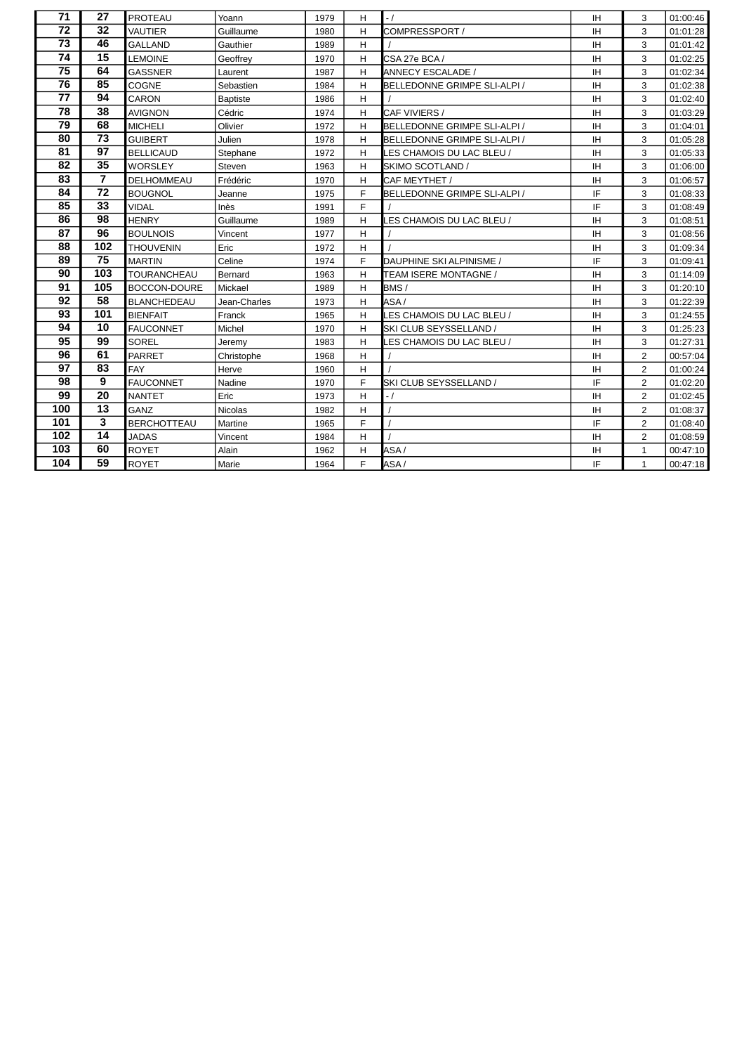| | | | | | | | | | |
|---|---|---|---|---|---|---|---|---|---|
| 71 | 27 | PROTEAU | Yoann | 1979 | H | - / | IH | 3 | 01:00:46 |
| 72 | 32 | VAUTIER | Guillaume | 1980 | H | COMPRESSPORT / | IH | 3 | 01:01:28 |
| 73 | 46 | GALLAND | Gauthier | 1989 | H | / | IH | 3 | 01:01:42 |
| 74 | 15 | LEMOINE | Geoffrey | 1970 | H | CSA 27e BCA / | IH | 3 | 01:02:25 |
| 75 | 64 | GASSNER | Laurent | 1987 | H | ANNECY ESCALADE / | IH | 3 | 01:02:34 |
| 76 | 85 | COGNE | Sebastien | 1984 | H | BELLEDONNE GRIMPE SLI-ALPI / | IH | 3 | 01:02:38 |
| 77 | 94 | CARON | Baptiste | 1986 | H | / | IH | 3 | 01:02:40 |
| 78 | 38 | AVIGNON | Cédric | 1974 | H | CAF VIVIERS / | IH | 3 | 01:03:29 |
| 79 | 68 | MICHELI | Olivier | 1972 | H | BELLEDONNE GRIMPE SLI-ALPI / | IH | 3 | 01:04:01 |
| 80 | 73 | GUIBERT | Julien | 1978 | H | BELLEDONNE GRIMPE SLI-ALPI / | IH | 3 | 01:05:28 |
| 81 | 97 | BELLICAUD | Stephane | 1972 | H | LES CHAMOIS DU LAC BLEU / | IH | 3 | 01:05:33 |
| 82 | 35 | WORSLEY | Steven | 1963 | H | SKIMO SCOTLAND / | IH | 3 | 01:06:00 |
| 83 | 7 | DELHOMMEAU | Frédéric | 1970 | H | CAF MEYTHET / | IH | 3 | 01:06:57 |
| 84 | 72 | BOUGNOL | Jeanne | 1975 | F | BELLEDONNE GRIMPE SLI-ALPI / | IF | 3 | 01:08:33 |
| 85 | 33 | VIDAL | Inès | 1991 | F | / | IF | 3 | 01:08:49 |
| 86 | 98 | HENRY | Guillaume | 1989 | H | LES CHAMOIS DU LAC BLEU / | IH | 3 | 01:08:51 |
| 87 | 96 | BOULNOIS | Vincent | 1977 | H | / | IH | 3 | 01:08:56 |
| 88 | 102 | THOUVENIN | Eric | 1972 | H | / | IH | 3 | 01:09:34 |
| 89 | 75 | MARTIN | Celine | 1974 | F | DAUPHINE SKI ALPINISME / | IF | 3 | 01:09:41 |
| 90 | 103 | TOURANCHEAU | Bernard | 1963 | H | TEAM ISERE MONTAGNE / | IH | 3 | 01:14:09 |
| 91 | 105 | BOCCON-DOURE | Mickael | 1989 | H | BMS / | IH | 3 | 01:20:10 |
| 92 | 58 | BLANCHEDEAU | Jean-Charles | 1973 | H | ASA / | IH | 3 | 01:22:39 |
| 93 | 101 | BIENFAIT | Franck | 1965 | H | LES CHAMOIS DU LAC BLEU / | IH | 3 | 01:24:55 |
| 94 | 10 | FAUCONNET | Michel | 1970 | H | SKI CLUB SEYSSELLAND / | IH | 3 | 01:25:23 |
| 95 | 99 | SOREL | Jeremy | 1983 | H | LES CHAMOIS DU LAC BLEU / | IH | 3 | 01:27:31 |
| 96 | 61 | PARRET | Christophe | 1968 | H | / | IH | 2 | 00:57:04 |
| 97 | 83 | FAY | Herve | 1960 | H | / | IH | 2 | 01:00:24 |
| 98 | 9 | FAUCONNET | Nadine | 1970 | F | SKI CLUB SEYSSELLAND / | IF | 2 | 01:02:20 |
| 99 | 20 | NANTET | Eric | 1973 | H | - / | IH | 2 | 01:02:45 |
| 100 | 13 | GANZ | Nicolas | 1982 | H | / | IH | 2 | 01:08:37 |
| 101 | 3 | BERCHOTTEAU | Martine | 1965 | F | / | IF | 2 | 01:08:40 |
| 102 | 14 | JADAS | Vincent | 1984 | H | / | IH | 2 | 01:08:59 |
| 103 | 60 | ROYET | Alain | 1962 | H | ASA / | IH | 1 | 00:47:10 |
| 104 | 59 | ROYET | Marie | 1964 | F | ASA / | IF | 1 | 00:47:18 |